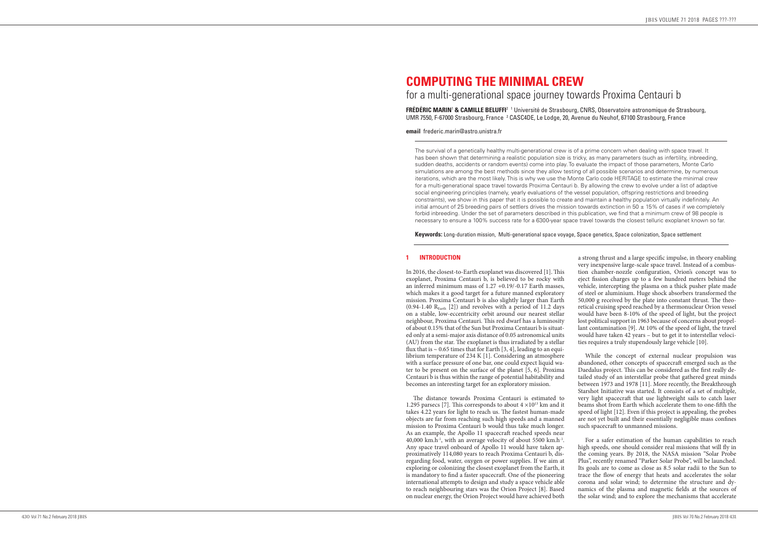# COMPUTING THE MINIMAL CREW

## for a multi-generational space journey towards Proxima Centauri b

**FRÉDÉRIC MARIN**[1] **& CAMILLE BELUFFI**[2] [1] Université de Strasbourg, CNRS, Observatoire astronomique de Strasbourg, UMR 7550, F-67000 Strasbourg, France [2] CASC4DE, Le Lodge, 20, Avenue du Neuhof, 67100 Strasbourg, France

**email** frederic.marin@astro.unistra.fr

The survival of a genetically healthy multi-generational crew is of a prime concern when dealing with space travel. It has been shown that determining a realistic population size is tricky, as many parameters (such as infertility, inbreeding, sudden deaths, accidents or random events) come into play. To evaluate the impact of those parameters, Monte Carlo simulations are among the best methods since they allow testing of all possible scenarios and determine, by numerous iterations, which are the most likely. This is why we use the Monte Carlo code HERITAGE to estimate the minimal crew for a multi-generational space travel towards Proxima Centauri b. By allowing the crew to evolve under a list of adaptive social engineering principles (namely, yearly evaluations of the vessel population, offspring restrictions and breeding constraints), we show in this paper that it is possible to create and maintain a healthy population virtually indefinitely. An initial amount of 25 breeding pairs of settlers drives the mission towards extinction in 50 ± 15% of cases if we completely forbid inbreeding. Under the set of parameters described in this publication, we find that a minimum crew of 98 people is necessary to ensure a 100% success rate for a 6300-year space travel towards the closest telluric exoplanet known so far.

**Keywords:** Long-duration mission, Multi-generational space voyage, Space genetics, Space colonization, Space settlement

## 1 INTRODUCTION

In 2016, the closest-to-Earth exoplanet was discovered [1]. This exoplanet, Proxima Centauri b, is believed to be rocky with an inferred minimum mass of 1.27 +0.19/-0.17 Earth masses, which makes it a good target for a future manned exploratory mission. Proxima Centauri b is also slightly larger than Earth (0.94-1.40 $R_{Earth}$ [2]) and revolves with a period of 11.2 days on a stable, low-eccentricity orbit around our nearest stellar neighbour, Proxima Centauri. This red dwarf has a luminosity of about 0.15% that of the Sun but Proxima Centauri b is situated only at a semi-major axis distance of 0.05 astronomical units (AU) from the star. The exoplanet is thus irradiated by a stellar flux that is ~ 0.65 times that for Earth [3, 4], leading to an equilibrium temperature of 234 K [1]. Considering an atmosphere with a surface pressure of one bar, one could expect liquid water to be present on the surface of the planet [5, 6]. Proxima Centauri b is thus within the range of potential habitability and becomes an interesting target for an exploratory mission.

The distance towards Proxima Centauri is estimated to 1.295 parsecs [7]. This corresponds to about $4 \times 10^{13}$ km and it takes 4.22 years for light to reach us. The fastest human-made objects are far from reaching such high speeds and a manned mission to Proxima Centauri b would thus take much longer. As an example, the Apollo 11 spacecraft reached speeds near 40,000 km.h$^{-1}$, with an average velocity of about 5500 km.h$^{-1}$. Any space travel onboard of Apollo 11 would have taken approximatively 114,080 years to reach Proxima Centauri b, disregarding food, water, oxygen or power supplies. If we aim at exploring or colonizing the closest exoplanet from the Earth, it is mandatory to find a faster spacecraft. One of the pioneering international attempts to design and study a space vehicle able to reach neighbouring stars was the Orion Project [8]. Based on nuclear energy, the Orion Project would have achieved both a strong thrust and a large specific impulse, in theory enabling very inexpensive large-scale space travel. Instead of a combustion chamber-nozzle configuration, Orion's concept was to eject fission charges up to a few hundred meters behind the vehicle, intercepting the plasma on a thick pusher plate made of steel or aluminium. Huge shock absorbers transformed the 50,000 g received by the plate into constant thrust. The theoretical cruising speed reached by a thermonuclear Orion vessel would have been 8-10% of the speed of light, but the project lost political support in 1963 because of concerns about propellant contamination [9]. At 10% of the speed of light, the travel would have taken 42 years – but to get it to interstellar velocities requires a truly stupendously large vehicle [10].

While the concept of external nuclear propulsion was abandoned, other concepts of spacecraft emerged such as the Daedalus project. This can be considered as the first really detailed study of an interstellar probe that gathered great minds between 1973 and 1978 [11]. More recently, the Breakthrough Starshot Initiative was started. It consists of a set of multiple, very light spacecraft that use lightweight sails to catch laser beams shot from Earth which accelerate them to one-fifth the speed of light [12]. Even if this project is appealing, the probes are not yet built and their essentially negligible mass confines such spacecraft to unmanned missions.

For a safer estimation of the human capabilities to reach high speeds, one should consider real missions that will fly in the coming years. By 2018, the NASA mission "Solar Probe Plus", recently renamed "Parker Solar Probe", will be launched. Its goals are to come as close as 8.5 solar radii to the Sun to trace the flow of energy that heats and accelerates the solar corona and solar wind; to determine the structure and dynamics of the plasma and magnetic fields at the sources of the solar wind; and to explore the mechanisms that accelerate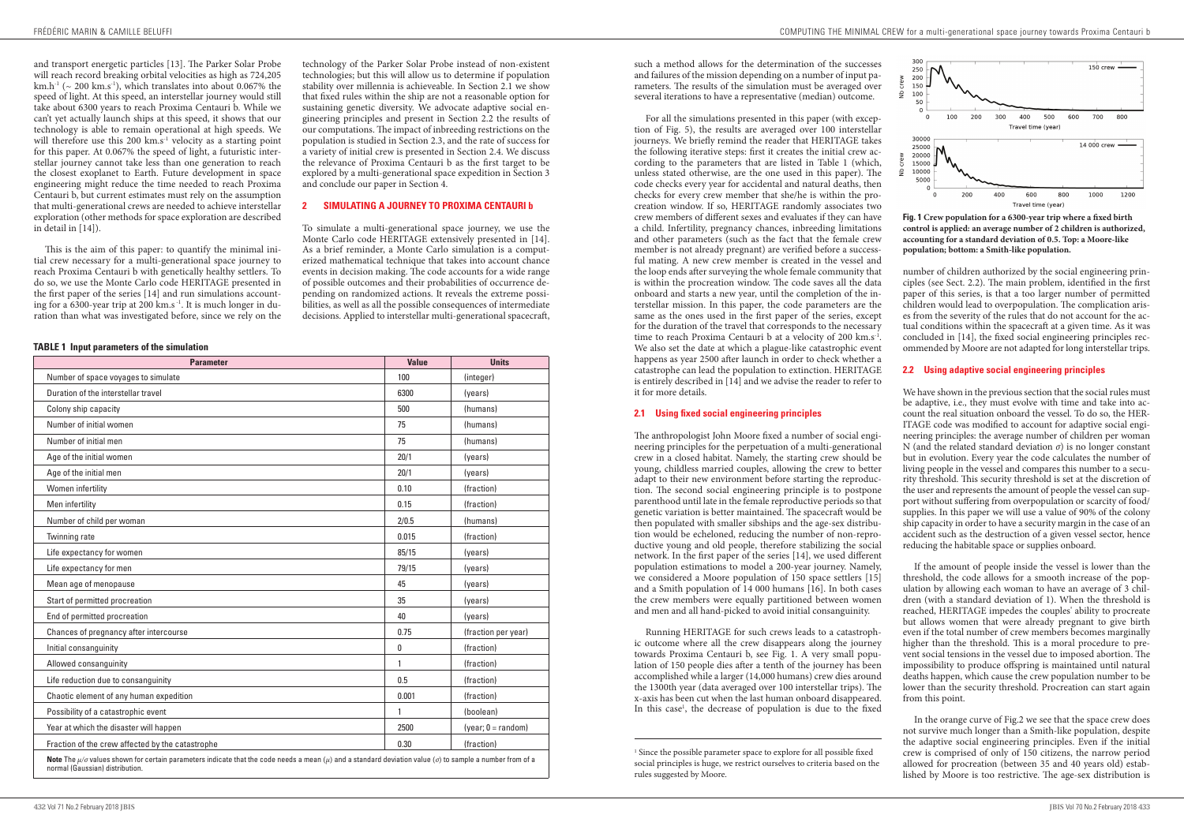and transport energetic particles [13]. The Parker Solar Probe will reach record breaking orbital velocities as high as 724,205 km.h$^{-1}$ (~ 200 km.s$^{-1}$), which translates into about 0.067% the speed of light. At this speed, an interstellar journey would still take about 6300 years to reach Proxima Centauri b. While we can't yet actually launch ships at this speed, it shows that our technology is able to remain operational at high speeds. We will therefore use this 200 km.s$^{-1}$ velocity as a starting point for this paper. At 0.067% the speed of light, a futuristic interstellar journey cannot take less than one generation to reach the closest exoplanet to Earth. Future development in space engineering might reduce the time needed to reach Proxima Centauri b, but current estimates must rely on the assumption that multi-generational crews are needed to achieve interstellar exploration (other methods for space exploration are described in detail in [14]).

This is the aim of this paper: to quantify the minimal initial crew necessary for a multi-generational space journey to reach Proxima Centauri b with genetically healthy settlers. To do so, we use the Monte Carlo code HERITAGE presented in the first paper of the series [14] and run simulations accounting for a 6300-year trip at 200 km.s$^{-1}$. It is much longer in duration than what was investigated before, since we rely on the technology of the Parker Solar Probe instead of non-existent technologies; but this will allow us to determine if population stability over millennia is achieveable. In Section 2.1 we show that fixed rules within the ship are not a reasonable option for sustaining genetic diversity. We advocate adaptive social engineering principles and present in Section 2.2 the results of our computations. The impact of inbreeding restrictions on the population is studied in Section 2.3, and the rate of success for a variety of initial crew is presented in Section 2.4. We discuss the relevance of Proxima Centauri b as the first target to be explored by a multi-generational space expedition in Section 3 and conclude our paper in Section 4.

## 2 SIMULATING A JOURNEY TO PROXIMA CENTAURI b

To simulate a multi-generational space journey, we use the Monte Carlo code HERITAGE extensively presented in [14]. As a brief reminder, a Monte Carlo simulation is a computerized mathematical technique that takes into account chance events in decision making. The code accounts for a wide range of possible outcomes and their probabilities of occurrence depending on randomized actions. It reveals the extreme possibilities, as well as all the possible consequences of intermediate decisions. Applied to interstellar multi-generational spacecraft, such a method allows for the determination of the successes and failures of the mission depending on a number of input parameters. The results of the simulation must be averaged over several iterations to have a representative (median) outcome.

**TABLE 1 Input parameters of the simulation**

| Parameter | Value | Units |
|---|---|---|
| Number of space voyages to simulate | 100 | (integer) |
| Duration of the interstellar travel | 6300 | (years) |
| Colony ship capacity | 500 | (humans) |
| Number of initial women | 75 | (humans) |
| Number of initial men | 75 | (humans) |
| Age of the initial women | 20/1 | (years) |
| Age of the initial men | 20/1 | (years) |
| Women infertility | 0.10 | (fraction) |
| Men infertility | 0.15 | (fraction) |
| Number of child per woman | 2/0.5 | (humans) |
| Twinning rate | 0.015 | (fraction) |
| Life expectancy for women | 85/15 | (years) |
| Life expectancy for men | 79/15 | (years) |
| Mean age of menopause | 45 | (years) |
| Start of permitted procreation | 35 | (years) |
| End of permitted procreation | 40 | (years) |
| Chances of pregnancy after intercourse | 0.75 | (fraction per year) |
| Initial consanguinity | 0 | (fraction) |
| Allowed consanguinity | 1 | (fraction) |
| Life reduction due to consanguinity | 0.5 | (fraction) |
| Chaotic element of any human expedition | 0.001 | (fraction) |
| Possibility of a catastrophic event | 1 | (boolean) |
| Year at which the disaster will happen | 2500 | (year; 0 = random) |
| Fraction of the crew affected by the catastrophe | 0.30 | (fraction) |

**Note** The $\mu/\sigma$ values shown for certain parameters indicate that the code needs a mean ($\mu$) and a standard deviation value ($\sigma$) to sample a number from of a normal (Gaussian) distribution.

For all the simulations presented in this paper (with exception of Fig. 5), the results are averaged over 100 interstellar journeys. We briefly remind the reader that HERITAGE takes the following iterative steps: first it creates the initial crew according to the parameters that are listed in Table 1 (which, unless stated otherwise, are the one used in this paper). The code checks every year for accidental and natural deaths, then checks for every crew member that she/he is within the procreation window. If so, HERITAGE randomly associates two crew members of different sexes and evaluates if they can have a child. Infertility, pregnancy chances, inbreeding limitations and other parameters (such as the fact that the female crew member is not already pregnant) are verified before a successful mating. A new crew member is created in the vessel and the loop ends after surveying the whole female community that is within the procreation window. The code saves all the data onboard and starts a new year, until the completion of the interstellar mission. In this paper, the code parameters are the same as the ones used in the first paper of the series, except for the duration of the travel that corresponds to the necessary time to reach Proxima Centauri b at a velocity of 200 km.s$^{-1}$. We also set the date at which a plague-like catastrophic event happens as year 2500 after launch in order to check whether a catastrophe can lead the population to extinction. HERITAGE is entirely described in [14] and we advise the reader to refer to it for more details.

### 2.1 Using fixed social engineering principles

The anthropologist John Moore fixed a number of social engineering principles for the perpetuation of a multi-generational crew in a closed habitat. Namely, the starting crew should be young, childless married couples, allowing the crew to better adapt to their new environment before starting the reproduction. The second social engineering principle is to postpone parenthood until late in the female reproductive periods so that genetic variation is better maintained. The spacecraft would be then populated with smaller sibships and the age-sex distribution would be echeloned, reducing the number of non-reproductive young and old people, therefore stabilizing the social network. In the first paper of the series [14], we used different population estimations to model a 200-year journey. Namely, we considered a Moore population of 150 space settlers [15] and a Smith population of 14 000 humans [16]. In both cases the crew members were equally partitioned between women and men and all hand-picked to avoid initial consanguinity.

Running HERITAGE for such crews leads to a catastrophic outcome where all the crew disappears along the journey towards Proxima Centauri b, see Fig. 1. A very small population of 150 people dies after a tenth of the journey has been accomplished while a larger (14,000 humans) crew dies around the 1300th year (data averaged over 100 interstellar trips). The x-axis has been cut when the last human onboard disappeared. In this case[1], the decrease of population is due to the fixed number of children authorized by the social engineering principles (see Sect. 2.2). The main problem, identified in the first paper of this series, is that a too larger number of permitted children would lead to overpopulation. The complication arises from the severity of the rules that do not account for the actual conditions within the spacecraft at a given time. As it was concluded in [14], the fixed social engineering principles recommended by Moore are not adapted for long interstellar trips.

[1] Since the possible parameter space to explore for all possible fixed social principles is huge, we restrict ourselves to criteria based on the rules suggested by Moore.

**Fig. 1 Crew population for a 6300-year trip where a fixed birth control is applied: an average number of 2 children is authorized, accounting for a standard deviation of 0.5. Top: a Moore-like population; bottom: a Smith-like population.**

### 2.2 Using adaptive social engineering principles

We have shown in the previous section that the social rules must be adaptive, i.e., they must evolve with time and take into account the real situation onboard the vessel. To do so, the HERITAGE code was modified to account for adaptive social engineering principles: the average number of children per woman N (and the related standard deviation $\sigma$) is no longer constant but in evolution. Every year the code calculates the number of living people in the vessel and compares this number to a security threshold. This security threshold is set at the discretion of the user and represents the amount of people the vessel can support without suffering from overpopulation or scarcity of food/supplies. In this paper we will use a value of 90% of the colony ship capacity in order to have a security margin in the case of an accident such as the destruction of a given vessel sector, hence reducing the habitable space or supplies onboard.

If the amount of people inside the vessel is lower than the threshold, the code allows for a smooth increase of the population by allowing each woman to have an average of 3 children (with a standard deviation of 1). When the threshold is reached, HERITAGE impedes the couples' ability to procreate but allows women that were already pregnant to give birth even if the total number of crew members becomes marginally higher than the threshold. This is a moral procedure to prevent social tensions in the vessel due to imposed abortion. The impossibility to produce offspring is maintained until natural deaths happen, which cause the crew population number to be lower than the security threshold. Procreation can start again from this point.

In the orange curve of Fig.2 we see that the space crew does not survive much longer than a Smith-like population, despite the adaptive social engineering principles. Even if the initial crew is comprised of only of 150 citizens, the narrow period allowed for procreation (between 35 and 40 years old) established by Moore is too restrictive. The age-sex distribution is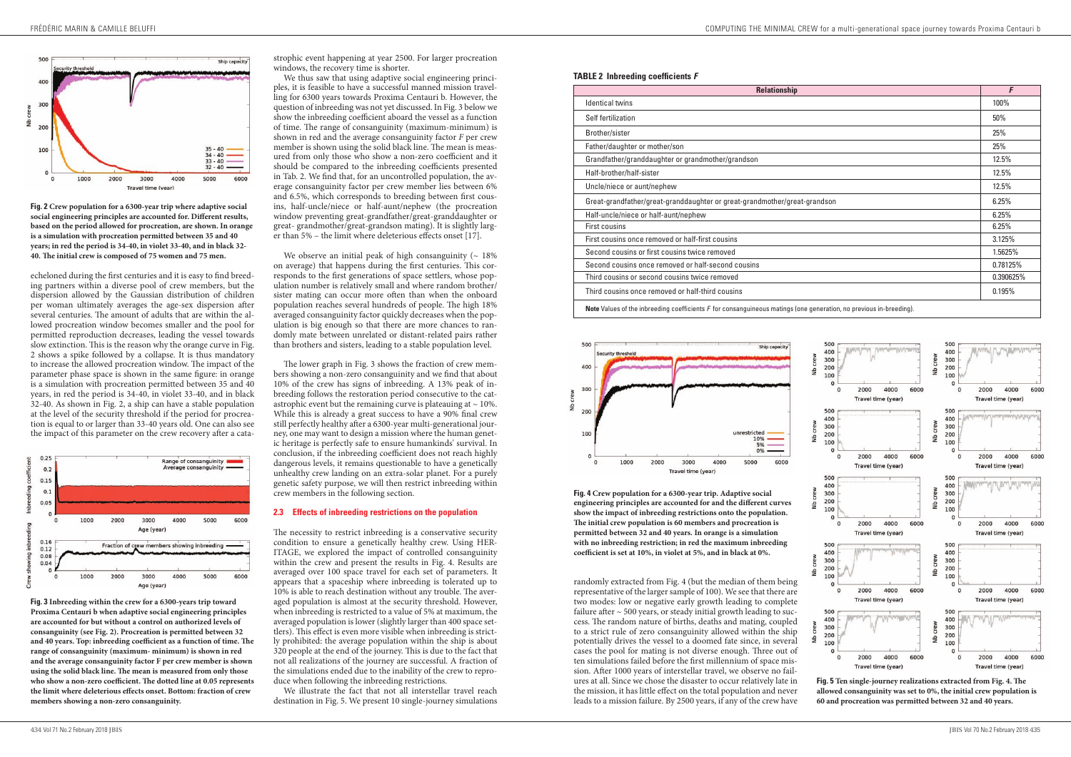**Fig. 2** **Crew population for a 6300-year trip where adaptive social social engineering principles are accounted for. Different results, based on the period allowed for procreation, are shown. In orange is a simulation with procreation permitted between 35 and 40 years; in red the period is 34-40, in violet 33-40, and in black 32-40. The initial crew is composed of 75 women and 75 men.**

echeloned during the first centuries and it is easy to find breeding partners within a diverse pool of crew members, but the dispersion allowed by the Gaussian distribution of children per woman ultimately averages the age-sex dispersion after several centuries. The amount of adults that are within the allowed procreation window becomes smaller and the pool for permitted reproduction decreases, leading the vessel towards slow extinction. This is the reason why the orange curve in Fig. 2 shows a spike followed by a collapse. It is thus mandatory to increase the allowed procreation window. The impact of the parameter phase space is shown in the same figure: in orange is a simulation with procreation permitted between 35 and 40 years, in red the period is 34-40, in violet 33-40, and in black 32-40. As shown in Fig. 2, a ship can have a stable population at the level of the security threshold if the period for procreation is equal to or larger than 33-40 years old. One can also see the impact of this parameter on the crew recovery after a catastrophic event happening at year 2500. For larger procreation windows, the recovery time is shorter.

**Fig. 3** **Inbreeding within the crew for a 6300-years trip toward Proxima Centauri b when adaptive social engineering principles are accounted for but without a control on authorized levels of consanguinity (see Fig. 2). Procreation is permitted between 32 and 40 years. Top: inbreeding coefficient as a function of time. The range of consanguinity (maximum- minimum) is shown in red and the average consanguinity factor F per crew member is shown using the solid black line. The mean is measured from only those who show a non-zero coefficient. The dotted line at 0.05 represents the limit where deleterious effects onset. Bottom: fraction of crew members showing a non-zero consanguinity.**

We thus saw that using adaptive social engineering principles, it is feasible to have a successful manned mission travelling for 6300 years towards Proxima Centauri b. However, the question of inbreeding was not yet discussed. In Fig. 3 below we show the inbreeding coefficient aboard the vessel as a function of time. The range of consanguinity (maximum-minimum) is shown in red and the average consanguinity factor *F* per crew member is shown using the solid black line. The mean is measured from only those who show a non-zero coefficient and it should be compared to the inbreeding coefficients presented in Tab. 2. We find that, for an uncontrolled population, the average consanguinity factor per crew member lies between 6% and 6.5%, which corresponds to breeding between first cousins, half-uncle/niece or half-aunt/nephew (the procreation window preventing great-grandfather/great-granddaughter or great- grandmother/great-grandson mating). It is slightly larger than 5% – the limit where deleterious effects onset [17].

We observe an initial peak of high consanguinity (~ 18% on average) that happens during the first centuries. This corresponds to the first generations of space settlers, whose population number is relatively small and where random brother/sister mating can occur more often than when the onboard population reaches several hundreds of people. The high 18% averaged consanguinity factor quickly decreases when the population is big enough so that there are more chances to randomly mate between unrelated or distant-related pairs rather than brothers and sisters, leading to a stable population level.

The lower graph in Fig. 3 shows the fraction of crew members showing a non-zero consanguinity and we find that about 10% of the crew has signs of inbreeding. A 13% peak of inbreeding follows the restoration period consecutive to the catastrophic event but the remaining curve is plateauing at ~ 10%. While this is already a great success to have a 90% final crew still perfectly healthy after a 6300-year multi-generational journey, one may want to design a mission where the human genetic heritage is perfectly safe to ensure humankinds' survival. In conclusion, if the inbreeding coefficient does not reach highly dangerous levels, it remains questionable to have a genetically unhealthy crew landing on an extra-solar planet. For a purely genetic safety purpose, we will then restrict inbreeding within crew members in the following section.

### 2.3 Effects of inbreeding restrictions on the population

The necessity to restrict inbreeding is a conservative security condition to ensure a genetically healthy crew. Using HERITAGE, we explored the impact of controlled consanguinity within the crew and present the results in Fig. 4. Results are averaged over 100 space travel for each set of parameters. It appears that a spaceship where inbreeding is tolerated up to 10% is able to reach destination without any trouble. The averaged population is almost at the security threshold. However, when inbreeding is restricted to a value of 5% at maximum, the averaged population is lower (slightly larger than 400 space settlers). This effect is even more visible when inbreeding is strictly prohibited: the average population within the ship is about 320 people at the end of the journey. This is due to the fact that not all realizations of the journey are successful. A fraction of the simulations ended due to the inability of the crew to reproduce when following the inbreeding restrictions.

We illustrate the fact that not all interstellar travel reach destination in Fig. 5. We present 10 single-journey simulations randomly extracted from Fig. 4 (but the median of them being representative of the larger sample of 100). We see that there are two modes: low or negative early growth leading to complete failure after ~ 500 years, or steady initial growth leading to success. The random nature of births, deaths and mating, coupled to a strict rule of zero consanguinity allowed within the ship potentially drives the vessel to a doomed fate since, in several cases the pool for mating is not diverse enough. Three out of ten simulations failed before the first millennium of space mission. After 1000 years of interstellar travel, we observe no failures at all. Since we chose the disaster to occur relatively late in the mission, it has little effect on the total population and never leads to a mission failure. By 2500 years, if any of the crew have

**TABLE 2 Inbreeding coefficients *F***

| Relationship | *F* |
|---|---|
| Identical twins | 100% |
| Self fertilization | 50% |
| Brother/sister | 25% |
| Father/daughter or mother/son | 25% |
| Grandfather/granddaughter or grandmother/grandson | 12.5% |
| Half-brother/half-sister | 12.5% |
| Uncle/niece or aunt/nephew | 12.5% |
| Great-grandfather/great-granddaughter or great-grandmother/great-grandson | 6.25% |
| Half-uncle/niece or half-aunt/nephew | 6.25% |
| First cousins | 6.25% |
| First cousins once removed or half-first cousins | 3.125% |
| Second cousins or first cousins twice removed | 1.5625% |
| Second cousins once removed or half-second cousins | 0.78125% |
| Third cousins or second cousins twice removed | 0.390625% |
| Third cousins once removed or half-third cousins | 0.195% |

**Note** Values of the inbreeding coefficients *F* for consanguineous matings (one generation, no previous in-breeding).

**Fig. 4** **Crew population for a 6300-year trip. Adaptive social engineering principles are accounted for and the different curves show the impact of inbreeding restrictions onto the population. The initial crew population is 60 members and procreation is permitted between 32 and 40 years. In orange is a simulation with no inbreeding restriction; in red the maximum inbreeding coefficient is set at 10%, in violet at 5%, and in black at 0%.**

**Fig. 5** **Ten single-journey realizations extracted from Fig. 4. The allowed consanguinity was set to 0%, the initial crew population is 60 and procreation was permitted between 32 and 40 years.**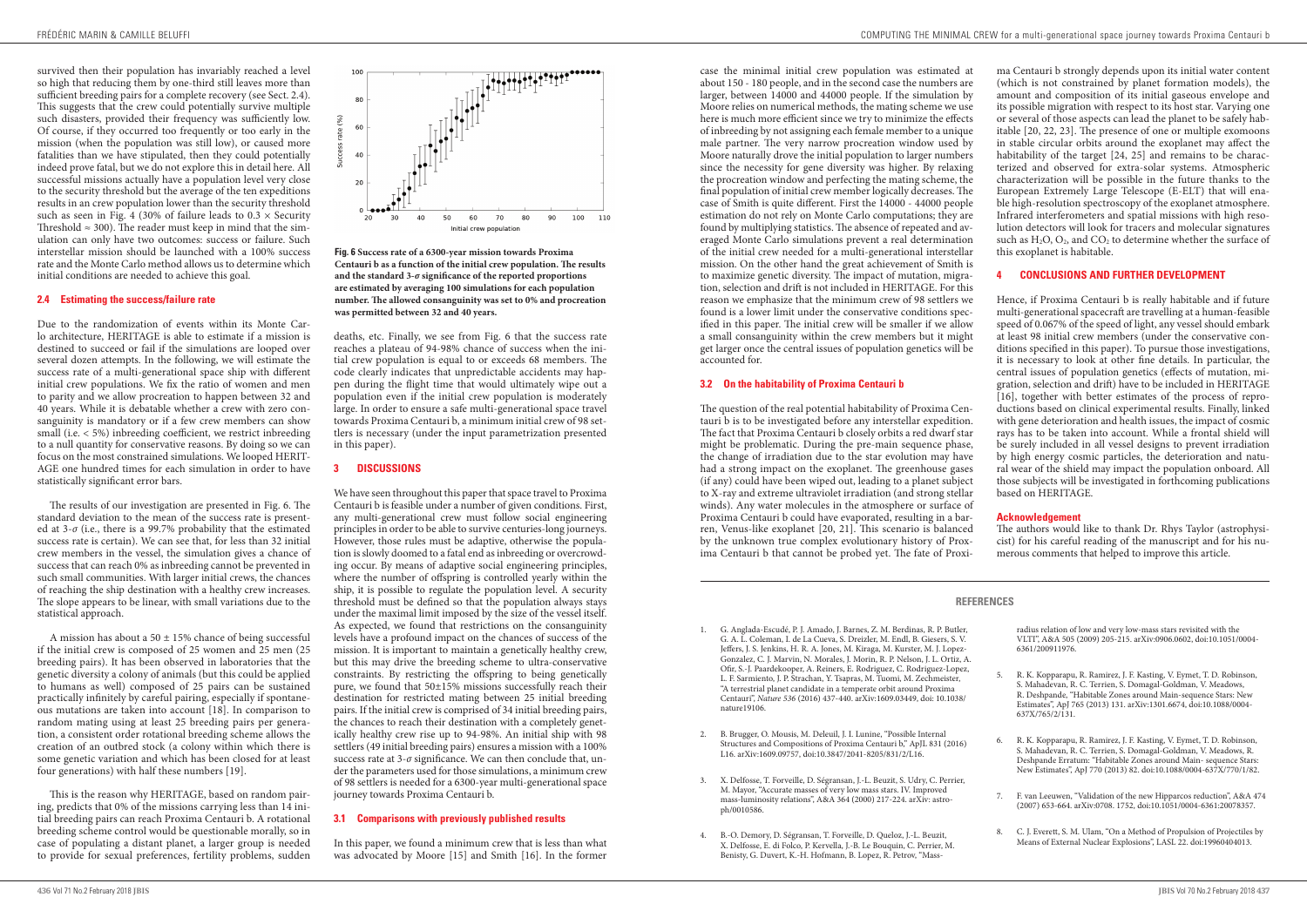survived then their population has invariably reached a level so high that reducing them by one-third still leaves more than sufficient breeding pairs for a complete recovery (see Sect. 2.4). This suggests that the crew could potentially survive multiple such disasters, provided their frequency was sufficiently low. Of course, if they occurred too frequently or too early in the mission (when the population was still low), or caused more fatalities than we have stipulated, then they could potentially indeed prove fatal, but we do not explore this in detail here. All successful missions actually have a population level very close to the security threshold but the average of the ten expeditions results in an crew population lower than the security threshold such as seen in Fig. 4 (30% of failure leads to 0.3 × Security Threshold ≈ 300). The reader must keep in mind that the simulation can only have two outcomes: success or failure. Such interstellar mission should be launched with a 100% success rate and the Monte Carlo method allows us to determine which initial conditions are needed to achieve this goal.

### 2.4 Estimating the success/failure rate

Due to the randomization of events within its Monte Carlo architecture, HERITAGE is able to estimate if a mission is destined to succeed or fail if the simulations are looped over several dozen attempts. In the following, we will estimate the success rate of a multi-generational space ship with different initial crew populations. We fix the ratio of women and men to parity and we allow procreation to happen between 32 and 40 years. While it is debatable whether a crew with zero consanguinity is mandatory or if a few crew members can show small (i.e. < 5%) inbreeding coefficient, we restrict inbreeding to a null quantity for conservative reasons. By doing so we can focus on the most constrained simulations. We looped HERITAGE one hundred times for each simulation in order to have statistically significant error bars.

The results of our investigation are presented in Fig. 6. The standard deviation to the mean of the success rate is presented at 3-$\sigma$ (i.e., there is a 99.7% probability that the estimated success rate is certain). We can see that, for less than 32 initial crew members in the vessel, the simulation gives a chance of success that can reach 0% as inbreeding cannot be prevented in such small communities. With larger initial crews, the chances of reaching the ship destination with a healthy crew increases. The slope appears to be linear, with small variations due to the statistical approach.

A mission has about a 50 ± 15% chance of being successful if the initial crew is composed of 25 women and 25 men (25 breeding pairs). It has been observed in laboratories that the genetic diversity a colony of animals (but this could be applied to humans as well) composed of 25 pairs can be sustained practically infinitely by careful pairing, especially if spontaneous mutations are taken into account [18]. In comparison to random mating using at least 25 breeding pairs per generation, a consistent order rotational breeding scheme allows the creation of an outbred stock (a colony within which there is some genetic variation and which has been closed for at least four generations) with half these numbers [19].

This is the reason why HERITAGE, based on random pairing, predicts that 0% of the missions carrying less than 14 initial breeding pairs can reach Proxima Centauri b. A rotational breeding scheme control would be questionable morally, so in case of populating a distant planet, a larger group is needed to provide for sexual preferences, fertility problems, sudden

**Fig. 6 Success rate of a 6300-year mission towards Proxima Centauri b as a function of the initial crew population. The results and the standard 3-$\sigma$ significance of the reported proportions are estimated by averaging 100 simulations for each population number. The allowed consanguinity was set to 0% and procreation was permitted between 32 and 40 years.**

deaths, etc. Finally, we see from Fig. 6 that the success rate reaches a plateau of 94-98% chance of success when the initial crew population is equal to or exceeds 68 members. The code clearly indicates that unpredictable accidents may happen during the flight time that would ultimately wipe out a population even if the initial crew population is moderately large. In order to ensure a safe multi-generational space travel towards Proxima Centauri b, a minimum initial crew of 98 settlers is necessary (under the input parametrization presented in this paper).

## 3 DISCUSSIONS

We have seen throughout this paper that space travel to Proxima Centauri b is feasible under a number of given conditions. First, any multi-generational crew must follow social engineering principles in order to be able to survive centuries-long journeys. However, those rules must be adaptive, otherwise the population is slowly doomed to a fatal end as inbreeding or overcrowding occur. By means of adaptive social engineering principles, where the number of offspring is controlled yearly within the ship, it is possible to regulate the population level. A security threshold must be defined so that the population always stays under the maximal limit imposed by the size of the vessel itself. As expected, we found that restrictions on the consanguinity levels have a profound impact on the chances of success of the mission. It is important to maintain a genetically healthy crew, but this may drive the breeding scheme to ultra-conservative constraints. By restricting the offspring to being genetically pure, we found that 50±15% missions successfully reach their destination for restricted mating between 25 initial breeding pairs. If the initial crew is comprised of 34 initial breeding pairs, the chances to reach their destination with a completely genetically healthy crew rise up to 94-98%. An initial ship with 98 settlers (49 initial breeding pairs) ensures a mission with a 100% success rate at 3-$\sigma$ significance. We can then conclude that, under the parameters used for those simulations, a minimum crew of 98 settlers is needed for a 6300-year multi-generational space journey towards Proxima Centauri b.

### 3.1 Comparisons with previously published results

In this paper, we found a minimum crew that is less than what was advocated by Moore [15] and Smith [16]. In the former case the minimal initial crew population was estimated at about 150 - 180 people, and in the second case the numbers are larger, between 14000 and 44000 people. If the simulation by Moore relies on numerical methods, the mating scheme we use here is much more efficient since we try to minimize the effects of inbreeding by not assigning each female member to a unique male partner. The very narrow procreation window used by Moore naturally drove the initial population to larger numbers since the necessity for gene diversity was higher. By relaxing the procreation window and perfecting the mating scheme, the final population of initial crew member logically decreases. The case of Smith is quite different. First the 14000 - 44000 people estimation do not rely on Monte Carlo computations; they are found by multiplying statistics. The absence of repeated and averaged Monte Carlo simulations prevent a real determination of the initial crew needed for a multi-generational interstellar mission. On the other hand the great achievement of Smith is to maximize genetic diversity. The impact of mutation, migration, selection and drift is not included in HERITAGE. For this reason we emphasize that the minimum crew of 98 settlers we found is a lower limit under the conservative conditions specified in this paper. The initial crew will be smaller if we allow a small consanguinity within the crew members but it might get larger once the central issues of population genetics will be accounted for.

### 3.2 On the habitability of Proxima Centauri b

The question of the real potential habitability of Proxima Centauri b is to be investigated before any interstellar expedition. The fact that Proxima Centauri b closely orbits a red dwarf star might be problematic. During the pre-main sequence phase, the change of irradiation due to the star evolution may have had a strong impact on the exoplanet. The greenhouse gases (if any) could have been wiped out, leading to a planet subject to X-ray and extreme ultraviolet irradiation (and strong stellar winds). Any water molecules in the atmosphere or surface of Proxima Centauri b could have evaporated, resulting in a barren, Venus-like exoplanet [20, 21]. This scenario is balanced by the unknown true complex evolutionary history of Proxima Centauri b that cannot be probed yet. The fate of Proxima Centauri b strongly depends upon its initial water content (which is not constrained by planet formation models), the amount and composition of its initial gaseous envelope and its possible migration with respect to its host star. Varying one or several of those aspects can lead the planet to be safely habitable [20, 22, 23]. The presence of one or multiple exomoons in stable circular orbits around the exoplanet may affect the habitability of the target [24, 25] and remains to be characterized and observed for extra-solar systems. Atmospheric characterization will be possible in the future thanks to the European Extremely Large Telescope (E-ELT) that will enable high-resolution spectroscopy of the exoplanet atmosphere. Infrared interferometers and spatial missions with high resolution detectors will look for tracers and molecular signatures such as $H_2O$, $O_2$, and $CO_2$ to determine whether the surface of this exoplanet is habitable.

## 4 CONCLUSIONS AND FURTHER DEVELOPMENT

Hence, if Proxima Centauri b is really habitable and if future multi-generational spacecraft are travelling at a human-feasible speed of 0.067% of the speed of light, any vessel should embark at least 98 initial crew members (under the conservative conditions specified in this paper). To pursue those investigations, it is necessary to look at other fine details. In particular, the central issues of population genetics (effects of mutation, migration, selection and drift) have to be included in HERITAGE [16], together with better estimates of the process of reproductions based on clinical experimental results. Finally, linked with gene deterioration and health issues, the impact of cosmic rays has to be taken into account. While a frontal shield will be surely included in all vessel designs to prevent irradiation by high energy cosmic particles, the deterioration and natural wear of the shield may impact the population onboard. All those subjects will be investigated in forthcoming publications based on HERITAGE.

### Acknowledgement

The authors would like to thank Dr. Rhys Taylor (astrophysicist) for his careful reading of the manuscript and for his numerous comments that helped to improve this article.

## REFERENCES

1. G. Anglada-Escudé, P. J. Amado, J. Barnes, Z. M. Berdinas, R. P. Butler, G. A. L. Coleman, I. de La Cueva, S. Dreizler, M. Endl, B. Giesers, S. V. Jeffers, J. S. Jenkins, H. R. A. Jones, M. Kiraga, M. Kurster, M. J. Lopez-Gonzalez, C. J. Marvin, N. Morales, J. Morin, R. P. Nelson, J. L. Ortiz, A. Ofir, S.-J. Paardekooper, A. Reiners, E. Rodriguez, C. Rodriguez-Lopez, L. F. Sarmiento, J. P. Strachan, Y. Tsapras, M. Tuomi, M. Zechmeister, "A terrestrial planet candidate in a temperate orbit around Proxima Centauri", *Nature 536* (2016) 437-440. arXiv:1609.03449, doi: 10.1038/nature19106.
2. B. Brugger, O. Mousis, M. Deleuil, J. I. Lunine, "Possible Internal Structures and Compositions of Proxima Centauri b," ApJL 831 (2016) L16. arXiv:1609.09757, doi:10.3847/2041-8205/831/2/L16.
3. X. Delfosse, T. Forveille, D. Ségransan, J.-L. Beuzit, S. Udry, C. Perrier, M. Mayor, "Accurate masses of very low mass stars. IV. Improved mass-luminosity relations", A&A 364 (2000) 217-224. arXiv: astro-ph/0010586.
4. B.-O. Demory, D. Ségransan, T. Forveille, D. Queloz, J.-L. Beuzit, X. Delfosse, E. di Folco, P. Kervella, J.-B. Le Bouquin, C. Perrier, M. Benisty, G. Duvert, K.-H. Hofmann, B. Lopez, R. Petrov, "Mass-radius relation of low and very low-mass stars revisited with the VLTI", A&A 505 (2009) 205-215. arXiv:0906.0602, doi:10.1051/0004-6361/200911976.
5. R. K. Kopparapu, R. Ramirez, J. F. Kasting, V. Eymet, T. D. Robinson, S. Mahadevan, R. C. Terrien, S. Domagal-Goldman, V. Meadows, R. Deshpande, "Habitable Zones around Main-sequence Stars: New Estimates", ApJ 765 (2013) 131. arXiv:1301.6674, doi:10.1088/0004-637X/765/2/131.
6. R. K. Kopparapu, R. Ramirez, J. F. Kasting, V. Eymet, T. D. Robinson, S. Mahadevan, R. C. Terrien, S. Domagal-Goldman, V. Meadows, R. Deshpande Erratum: "Habitable Zones around Main- sequence Stars: New Estimates", ApJ 770 (2013) 82. doi:10.1088/0004-637X/770/1/82.
7. F. van Leeuwen, "Validation of the new Hipparcos reduction", A&A 474 (2007) 653-664. arXiv:0708. 1752, doi:10.1051/0004-6361:20078357.
8. C. J. Everett, S. M. Ulam, "On a Method of Propulsion of Projectiles by Means of External Nuclear Explosions", LASL 22. doi:19960404013.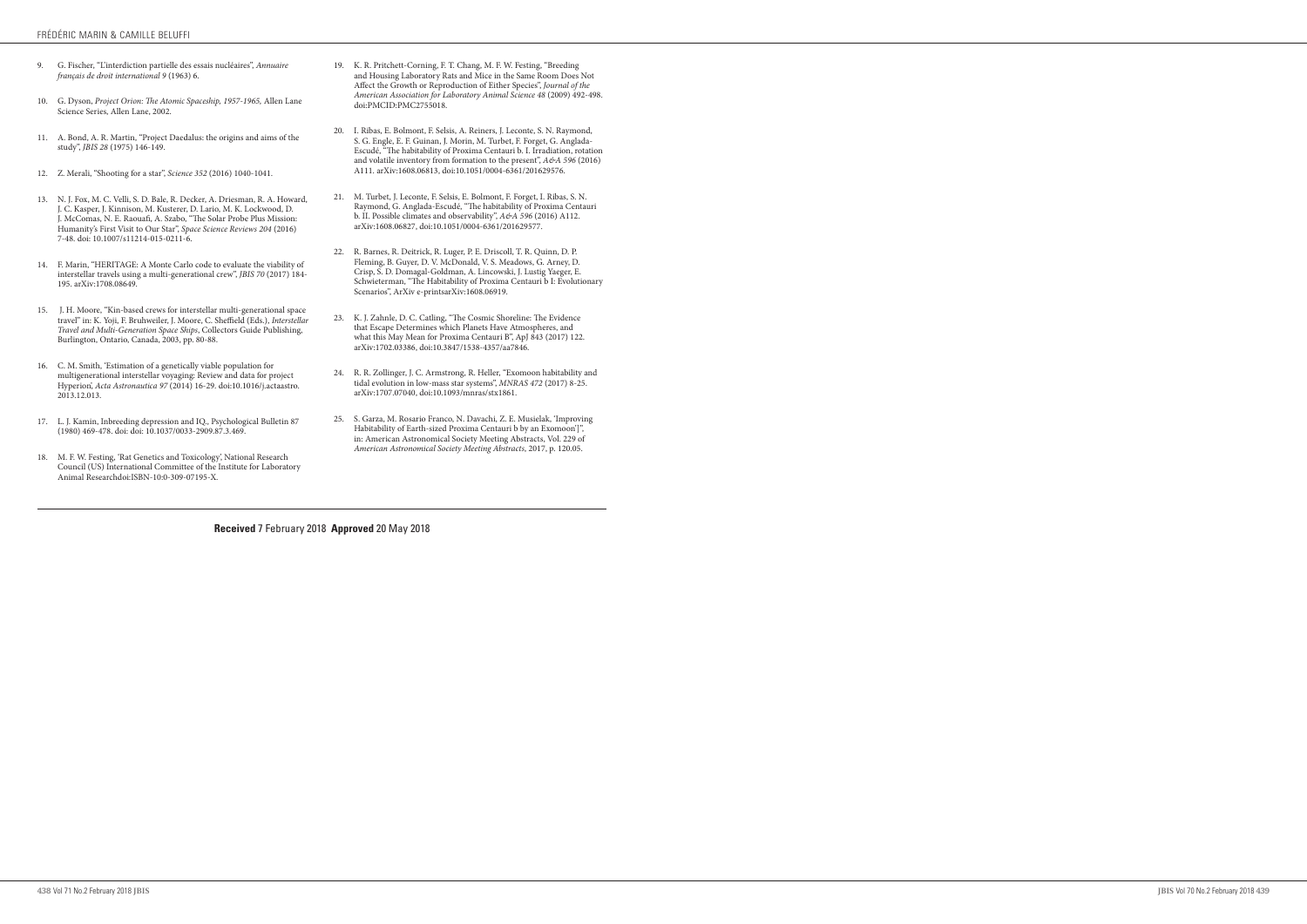9. G. Fischer, "L'interdiction partielle des essais nucléaires", *Annuaire français de droit international 9* (1963) 6.

10. G. Dyson, *Project Orion: The Atomic Spaceship, 1957-1965,* Allen Lane Science Series, Allen Lane, 2002.

11. A. Bond, A. R. Martin, "Project Daedalus: the origins and aims of the study", *JBIS 28* (1975) 146-149.

12. Z. Merali, "Shooting for a star", *Science 352* (2016) 1040-1041.

13. N. J. Fox, M. C. Velli, S. D. Bale, R. Decker, A. Driesman, R. A. Howard, J. C. Kasper, J. Kinnison, M. Kusterer, D. Lario, M. K. Lockwood, D. J. McComas, N. E. Raouafi, A. Szabo, "The Solar Probe Plus Mission: Humanity's First Visit to Our Star", *Space Science Reviews 204* (2016) 7-48. doi: 10.1007/s11214-015-0211-6.

14. F. Marin, "HERITAGE: A Monte Carlo code to evaluate the viability of interstellar travels using a multi-generational crew", *JBIS 70* (2017) 184-195. arXiv:1708.08649.

15. J. H. Moore, "Kin-based crews for interstellar multi-generational space travel" in: K. Yoji, F. Bruhweiler, J. Moore, C. Sheffield (Eds.), *Interstellar Travel and Multi-Generation Space Ships*, Collectors Guide Publishing, Burlington, Ontario, Canada, 2003, pp. 80-88.

16. C. M. Smith, 'Estimation of a genetically viable population for multigenerational interstellar voyaging: Review and data for project Hyperion', *Acta Astronautica 97* (2014) 16-29. doi:10.1016/j.actaastro. 2013.12.013.

17. L. J. Kamin, Inbreeding depression and IQ., Psychological Bulletin 87 (1980) 469-478. doi: doi: 10.1037/0033-2909.87.3.469.

18. M. F. W. Festing, 'Rat Genetics and Toxicology', National Research Council (US) International Committee of the Institute for Laboratory Animal Researchdoi:ISBN-10:0-309-07195-X.

19. K. R. Pritchett-Corning, F. T. Chang, M. F. W. Festing, "Breeding and Housing Laboratory Rats and Mice in the Same Room Does Not Affect the Growth or Reproduction of Either Species", *Journal of the American Association for Laboratory Animal Science 48* (2009) 492-498. doi:PMCID:PMC2755018.

20. I. Ribas, E. Bolmont, F. Selsis, A. Reiners, J. Leconte, S. N. Raymond, S. G. Engle, E. F. Guinan, J. Morin, M. Turbet, F. Forget, G. Anglada-Escudé, "The habitability of Proxima Centauri b. I. Irradiation, rotation and volatile inventory from formation to the present", *A&A 596* (2016) A111. arXiv:1608.06813, doi:10.1051/0004-6361/201629576.

21. M. Turbet, J. Leconte, F. Selsis, E. Bolmont, F. Forget, I. Ribas, S. N. Raymond, G. Anglada-Escudé, "The habitability of Proxima Centauri b. II. Possible climates and observability", *A&A 596* (2016) A112. arXiv:1608.06827, doi:10.1051/0004-6361/201629577.

22. R. Barnes, R. Deitrick, R. Luger, P. E. Driscoll, T. R. Quinn, D. P. Fleming, B. Guyer, D. V. McDonald, V. S. Meadows, G. Arney, D. Crisp, S. D. Domagal-Goldman, A. Lincowski, J. Lustig Yaeger, E. Schwieterman, "The Habitability of Proxima Centauri b I: Evolutionary Scenarios", ArXiv e-printsarXiv:1608.06919.

23. K. J. Zahnle, D. C. Catling, "The Cosmic Shoreline: The Evidence that Escape Determines which Planets Have Atmospheres, and what this May Mean for Proxima Centauri B", ApJ 843 (2017) 122. arXiv:1702.03386, doi:10.3847/1538-4357/aa7846.

24. R. R. Zollinger, J. C. Armstrong, R. Heller, "Exomoon habitability and tidal evolution in low-mass star systems", *MNRAS 472* (2017) 8-25. arXiv:1707.07040, doi:10.1093/mnras/stx1861.

25. S. Garza, M. Rosario Franco, N. Davachi, Z. E. Musielak, 'Improving Habitability of Earth-sized Proxima Centauri b by an Exomoon']", in: American Astronomical Society Meeting Abstracts, Vol. 229 of *American Astronomical Society Meeting Abstracts*, 2017, p. 120.05.

**Received** 7 February 2018 **Approved** 20 May 2018